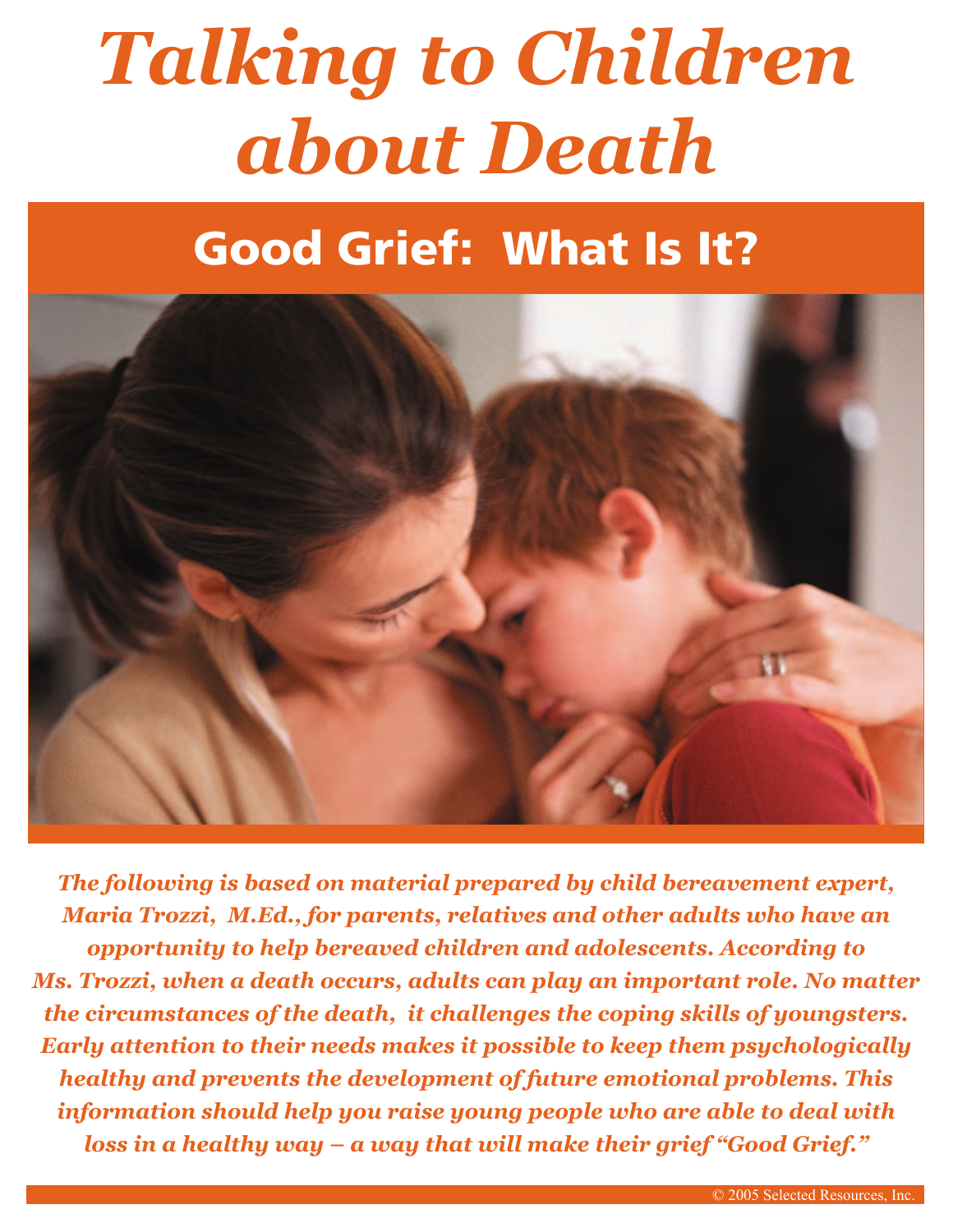# *Talking to Children about Death*

## Good Grief: What Is It?

***The following is based on material prepared by child bereavement expert, Maria Trozzi, M.Ed., for parents, relatives and other adults who have an opportunity to help bereaved children and adolescents. According to Ms. Trozzi, when a death occurs, adults can play an important role. No matter the circumstances of the death, it challenges the coping skills of youngsters. Early attention to their needs makes it possible to keep them psychologically healthy and prevents the development of future emotional problems. This information should help you raise young people who are able to deal with loss in a healthy way – a way that will make their grief "Good Grief."***

© 2005 Selected Resources, Inc.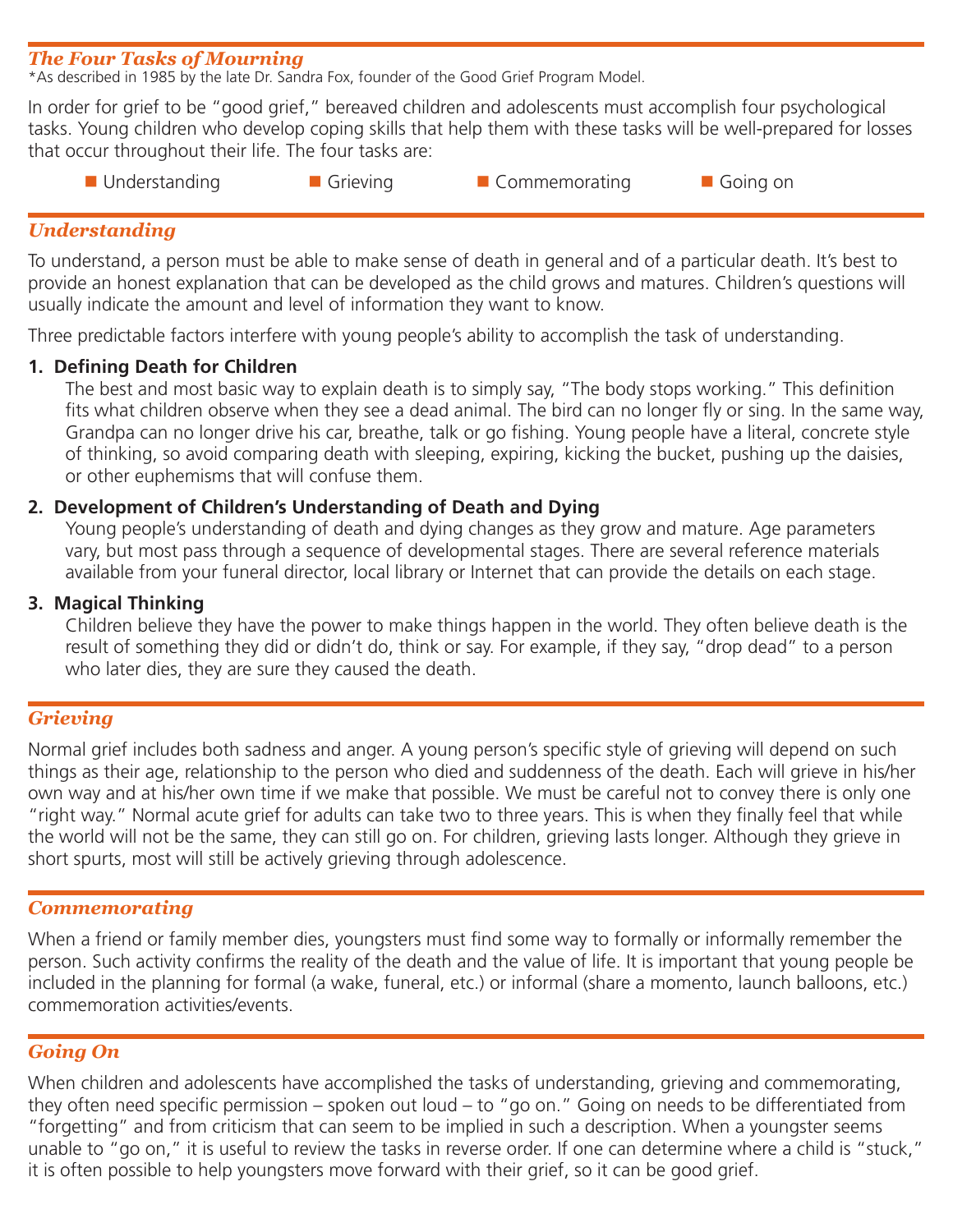## *The Four Tasks of Mourning*

*As described in 1985 by the late Dr. Sandra Fox, founder of the Good Grief Program Model.

In order for grief to be "good grief," bereaved children and adolescents must accomplish four psychological tasks. Young children who develop coping skills that help them with these tasks will be well-prepared for losses that occur throughout their life. The four tasks are:

- Understanding
- Grieving
- Commemorating
- Going on

## *Understanding*

To understand, a person must be able to make sense of death in general and of a particular death. It's best to provide an honest explanation that can be developed as the child grows and matures. Children's questions will usually indicate the amount and level of information they want to know.

Three predictable factors interfere with young people's ability to accomplish the task of understanding.

1. **Defining Death for Children**
   The best and most basic way to explain death is to simply say, "The body stops working." This definition fits what children observe when they see a dead animal. The bird can no longer fly or sing. In the same way, Grandpa can no longer drive his car, breathe, talk or go fishing. Young people have a literal, concrete style of thinking, so avoid comparing death with sleeping, expiring, kicking the bucket, pushing up the daisies, or other euphemisms that will confuse them.

2. **Development of Children's Understanding of Death and Dying**
   Young people's understanding of death and dying changes as they grow and mature. Age parameters vary, but most pass through a sequence of developmental stages. There are several reference materials available from your funeral director, local library or Internet that can provide the details on each stage.

3. **Magical Thinking**
   Children believe they have the power to make things happen in the world. They often believe death is the result of something they did or didn't do, think or say. For example, if they say, "drop dead" to a person who later dies, they are sure they caused the death.

## *Grieving*

Normal grief includes both sadness and anger. A young person's specific style of grieving will depend on such things as their age, relationship to the person who died and suddenness of the death. Each will grieve in his/her own way and at his/her own time if we make that possible. We must be careful not to convey there is only one "right way." Normal acute grief for adults can take two to three years. This is when they finally feel that while the world will not be the same, they can still go on. For children, grieving lasts longer. Although they grieve in short spurts, most will still be actively grieving through adolescence.

## *Commemorating*

When a friend or family member dies, youngsters must find some way to formally or informally remember the person. Such activity confirms the reality of the death and the value of life. It is important that young people be included in the planning for formal (a wake, funeral, etc.) or informal (share a momento, launch balloons, etc.) commemoration activities/events.

## *Going On*

When children and adolescents have accomplished the tasks of understanding, grieving and commemorating, they often need specific permission – spoken out loud – to "go on." Going on needs to be differentiated from "forgetting" and from criticism that can seem to be implied in such a description. When a youngster seems unable to "go on," it is useful to review the tasks in reverse order. If one can determine where a child is "stuck," it is often possible to help youngsters move forward with their grief, so it can be good grief.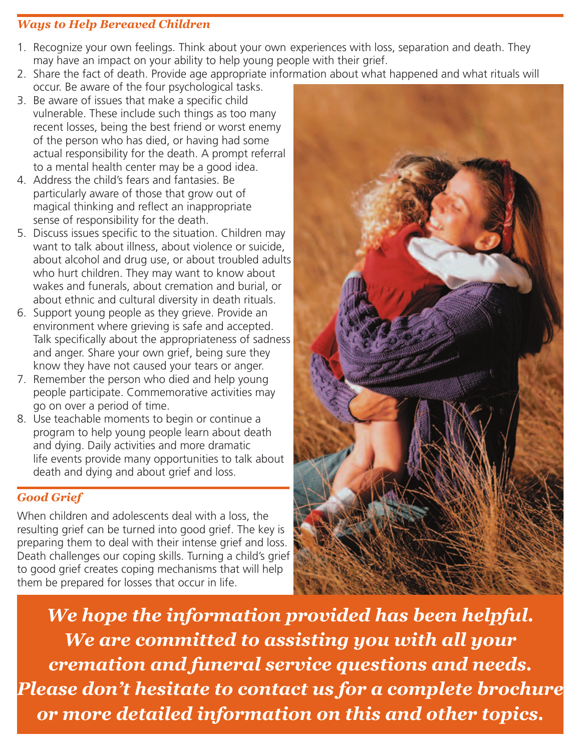### *Ways to Help Bereaved Children*

1. Recognize your own feelings. Think about your own experiences with loss, separation and death. They may have an impact on your ability to help young people with their grief.
2. Share the fact of death. Provide age appropriate information about what happened and what rituals will occur. Be aware of the four psychological tasks.
3. Be aware of issues that make a specific child vulnerable. These include such things as too many recent losses, being the best friend or worst enemy of the person who has died, or having had some actual responsibility for the death. A prompt referral to a mental health center may be a good idea.
4. Address the child's fears and fantasies. Be particularly aware of those that grow out of magical thinking and reflect an inappropriate sense of responsibility for the death.
5. Discuss issues specific to the situation. Children may want to talk about illness, about violence or suicide, about alcohol and drug use, or about troubled adults who hurt children. They may want to know about wakes and funerals, about cremation and burial, or about ethnic and cultural diversity in death rituals.
6. Support young people as they grieve. Provide an environment where grieving is safe and accepted. Talk specifically about the appropriateness of sadness and anger. Share your own grief, being sure they know they have not caused your tears or anger.
7. Remember the person who died and help young people participate. Commemorative activities may go on over a period of time.
8. Use teachable moments to begin or continue a program to help young people learn about death and dying. Daily activities and more dramatic life events provide many opportunities to talk about death and dying and about grief and loss.

### *Good Grief*

When children and adolescents deal with a loss, the resulting grief can be turned into good grief. The key is preparing them to deal with their intense grief and loss. Death challenges our coping skills. Turning a child's grief to good grief creates coping mechanisms that will help them be prepared for losses that occur in life.

***We hope the information provided has been helpful. We are committed to assisting you with all your cremation and funeral service questions and needs. Please don't hesitate to contact us for a complete brochure or more detailed information on this and other topics.***